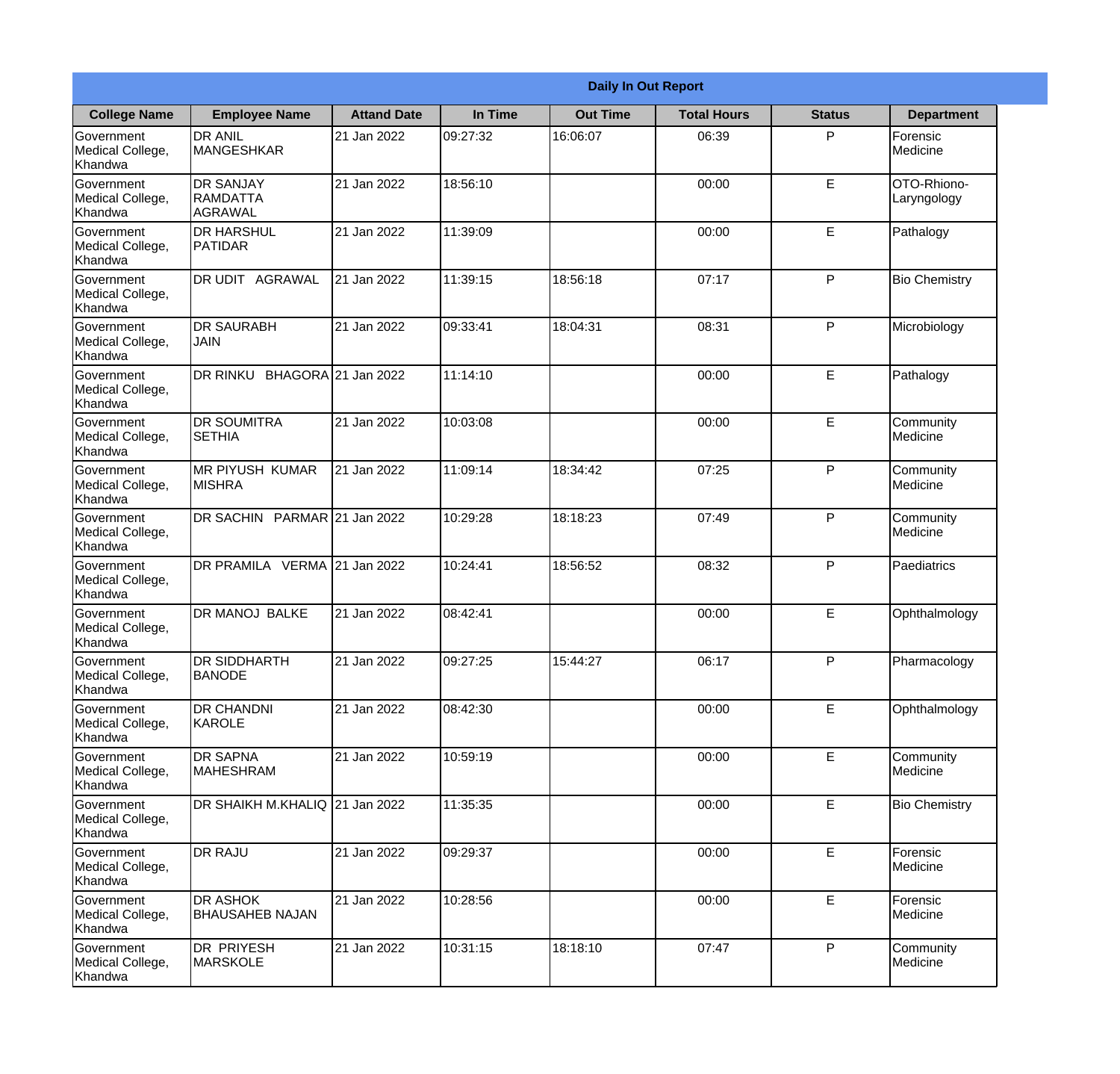| Daily In Out Report | | | | | | | |
|---|---|---|---|---|---|---|---|
| **College Name** | **Employee Name** | **Attand Date** | **In Time** | **Out Time** | **Total Hours** | **Status** | **Department** |
| Government Medical College, Khandwa | DR ANIL MANGESHKAR | 21 Jan 2022 | 09:27:32 | 16:06:07 | 06:39 | P | Forensic Medicine |
| Government Medical College, Khandwa | DR SANJAY RAMDATTA AGRAWAL | 21 Jan 2022 | 18:56:10 | | 00:00 | E | OTO-Rhiono-Laryngology |
| Government Medical College, Khandwa | DR HARSHUL PATIDAR | 21 Jan 2022 | 11:39:09 | | 00:00 | E | Pathalogy |
| Government Medical College, Khandwa | DR UDIT AGRAWAL | 21 Jan 2022 | 11:39:15 | 18:56:18 | 07:17 | P | Bio Chemistry |
| Government Medical College, Khandwa | DR SAURABH JAIN | 21 Jan 2022 | 09:33:41 | 18:04:31 | 08:31 | P | Microbiology |
| Government Medical College, Khandwa | DR RINKU BHAGORA | 21 Jan 2022 | 11:14:10 | | 00:00 | E | Pathalogy |
| Government Medical College, Khandwa | DR SOUMITRA SETHIA | 21 Jan 2022 | 10:03:08 | | 00:00 | E | Community Medicine |
| Government Medical College, Khandwa | MR PIYUSH KUMAR MISHRA | 21 Jan 2022 | 11:09:14 | 18:34:42 | 07:25 | P | Community Medicine |
| Government Medical College, Khandwa | DR SACHIN PARMAR | 21 Jan 2022 | 10:29:28 | 18:18:23 | 07:49 | P | Community Medicine |
| Government Medical College, Khandwa | DR PRAMILA VERMA | 21 Jan 2022 | 10:24:41 | 18:56:52 | 08:32 | P | Paediatrics |
| Government Medical College, Khandwa | DR MANOJ BALKE | 21 Jan 2022 | 08:42:41 | | 00:00 | E | Ophthalmology |
| Government Medical College, Khandwa | DR SIDDHARTH BANODE | 21 Jan 2022 | 09:27:25 | 15:44:27 | 06:17 | P | Pharmacology |
| Government Medical College, Khandwa | DR CHANDNI KAROLE | 21 Jan 2022 | 08:42:30 | | 00:00 | E | Ophthalmology |
| Government Medical College, Khandwa | DR SAPNA MAHESHRAM | 21 Jan 2022 | 10:59:19 | | 00:00 | E | Community Medicine |
| Government Medical College, Khandwa | DR SHAIKH M.KHALIQ | 21 Jan 2022 | 11:35:35 | | 00:00 | E | Bio Chemistry |
| Government Medical College, Khandwa | DR RAJU | 21 Jan 2022 | 09:29:37 | | 00:00 | E | Forensic Medicine |
| Government Medical College, Khandwa | DR ASHOK BHAUSAHEB NAJAN | 21 Jan 2022 | 10:28:56 | | 00:00 | E | Forensic Medicine |
| Government Medical College, Khandwa | DR PRIYESH MARSKOLE | 21 Jan 2022 | 10:31:15 | 18:18:10 | 07:47 | P | Community Medicine |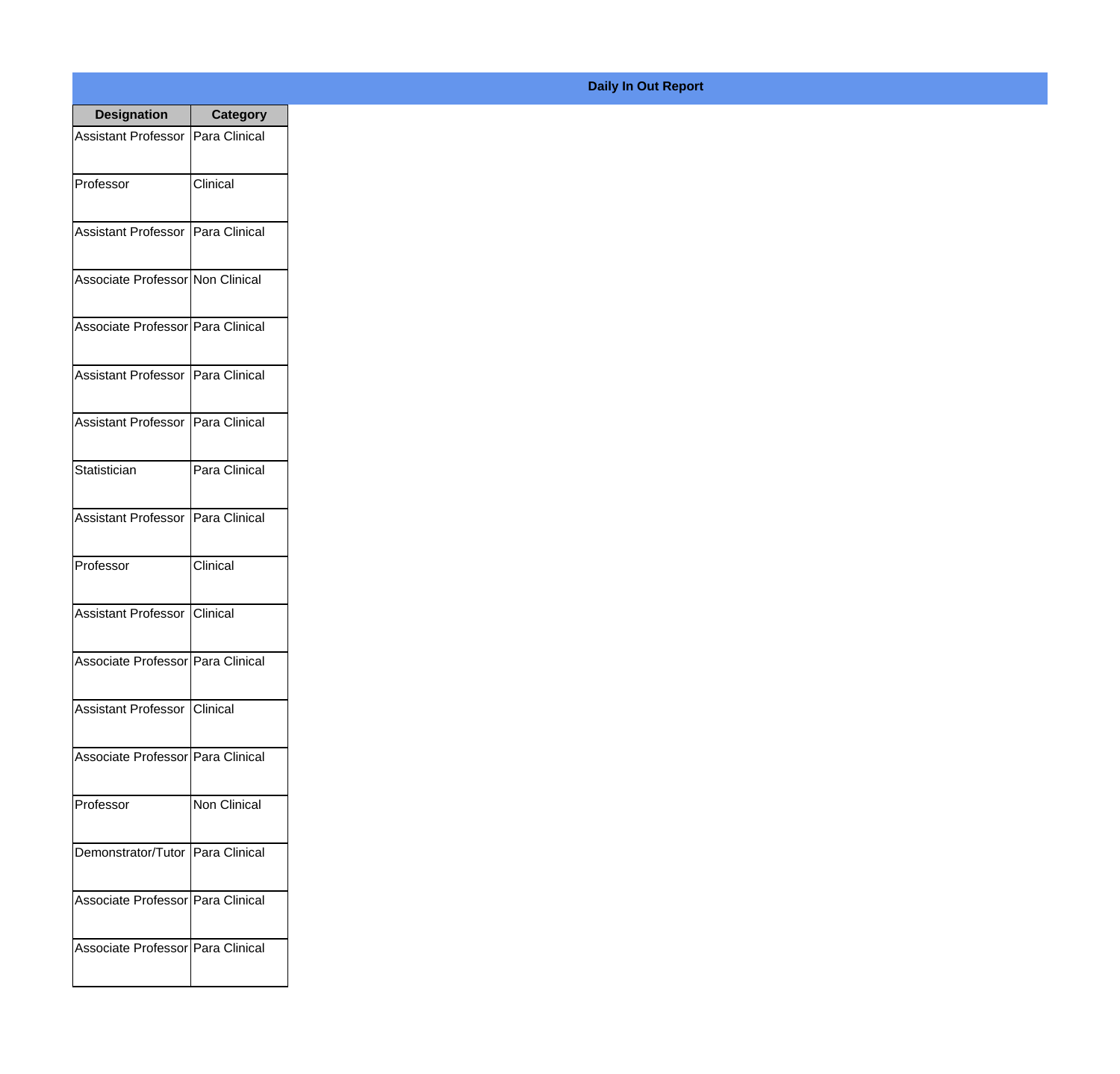**Daily In Out Report**

| Designation | Category |
|---|---|
| Assistant Professor | Para Clinical |
| Professor | Clinical |
| Assistant Professor | Para Clinical |
| Associate Professor | Non Clinical |
| Associate Professor | Para Clinical |
| Assistant Professor | Para Clinical |
| Assistant Professor | Para Clinical |
| Statistician | Para Clinical |
| Assistant Professor | Para Clinical |
| Professor | Clinical |
| Assistant Professor | Clinical |
| Associate Professor | Para Clinical |
| Assistant Professor | Clinical |
| Associate Professor | Para Clinical |
| Professor | Non Clinical |
| Demonstrator/Tutor | Para Clinical |
| Associate Professor | Para Clinical |
| Associate Professor | Para Clinical |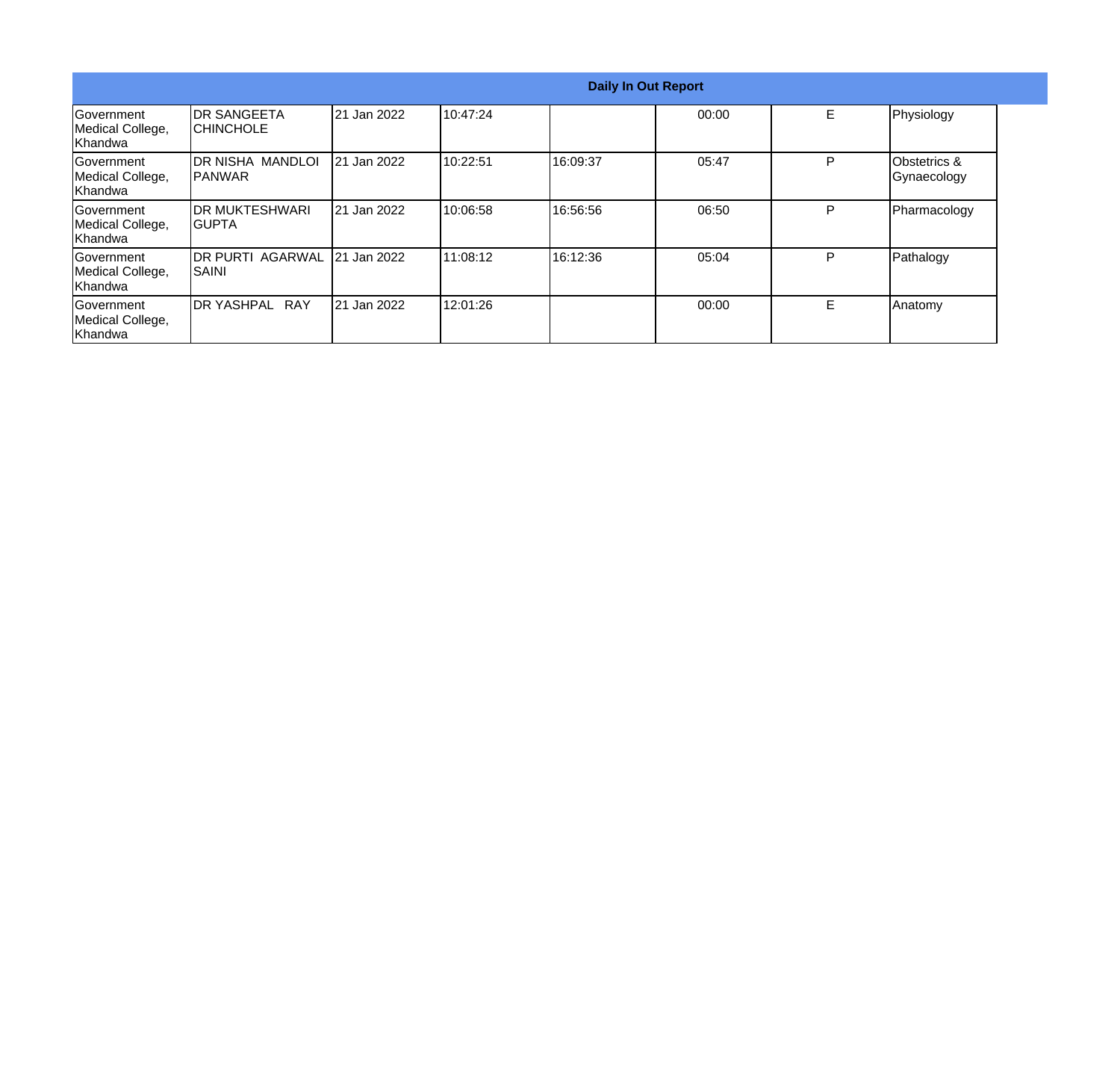| Daily In Out Report | | | | | | | |
|---|---|---|---|---|---|---|---|
| Government Medical College, Khandwa | DR SANGEETA CHINCHOLE | 21 Jan 2022 | 10:47:24 | | 00:00 | E | Physiology |
| Government Medical College, Khandwa | DR NISHA MANDLOI PANWAR | 21 Jan 2022 | 10:22:51 | 16:09:37 | 05:47 | P | Obstetrics & Gynaecology |
| Government Medical College, Khandwa | DR MUKTESHWARI GUPTA | 21 Jan 2022 | 10:06:58 | 16:56:56 | 06:50 | P | Pharmacology |
| Government Medical College, Khandwa | DR PURTI AGARWAL SAINI | 21 Jan 2022 | 11:08:12 | 16:12:36 | 05:04 | P | Pathalogy |
| Government Medical College, Khandwa | DR YASHPAL RAY | 21 Jan 2022 | 12:01:26 | | 00:00 | E | Anatomy |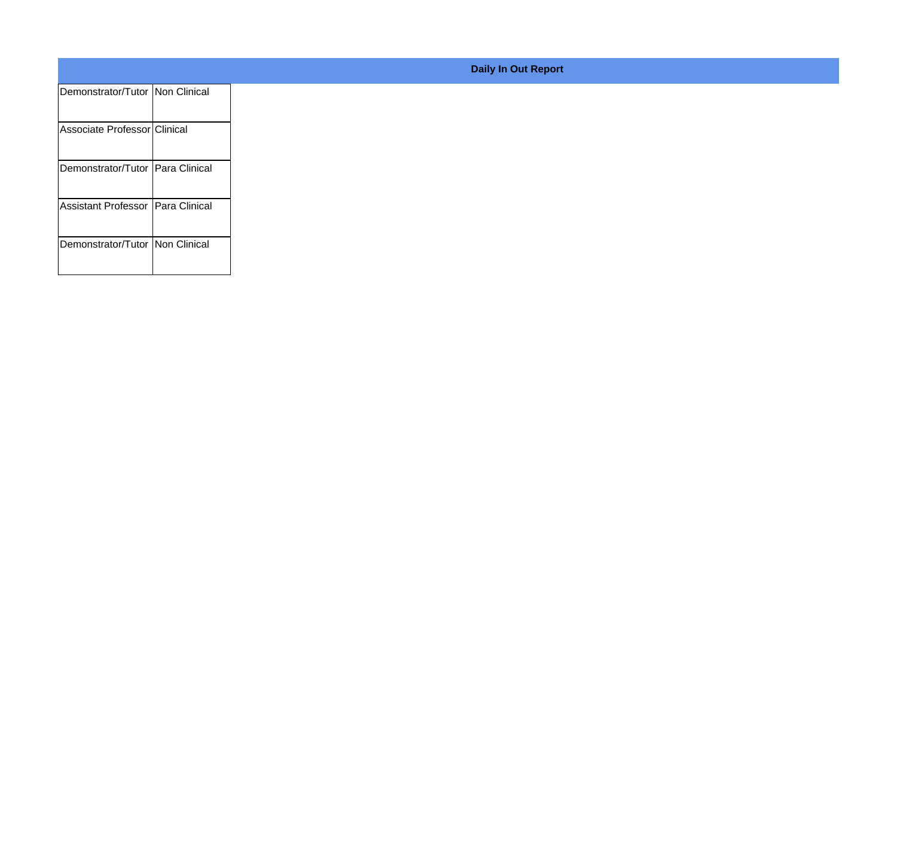**Daily In Out Report**

| | |
|---|---|
| Demonstrator/Tutor | Non Clinical |
| Associate Professor | Clinical |
| Demonstrator/Tutor | Para Clinical |
| Assistant Professor | Para Clinical |
| Demonstrator/Tutor | Non Clinical |